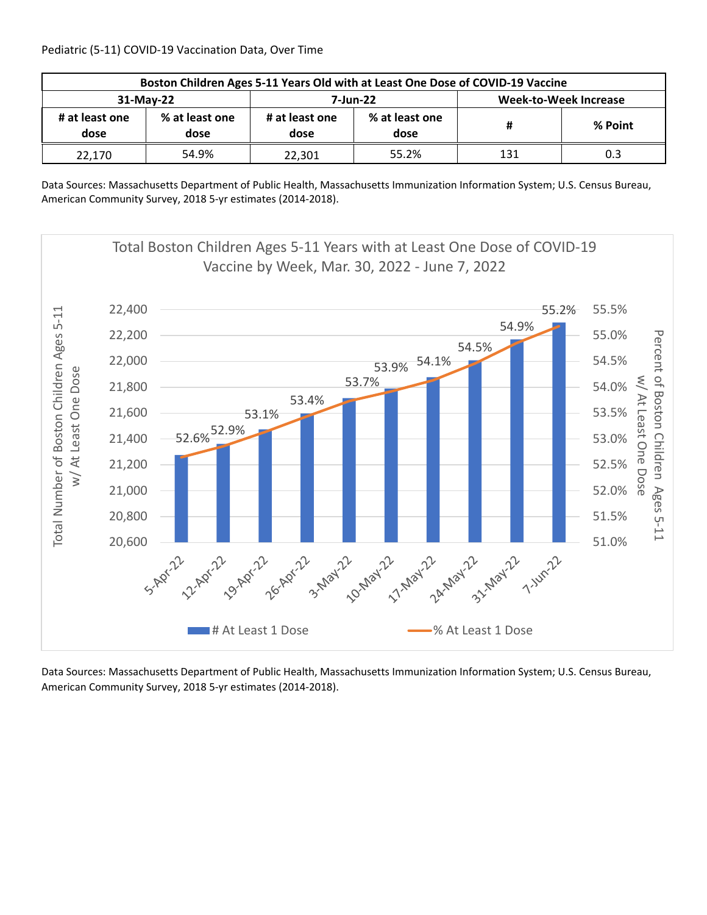Pediatric (5-11) COVID-19 Vaccination Data, Over Time

| Boston Children Ages 5-11 Years Old with at Least One Dose of COVID-19 Vaccine | | | | | |
|---|---|---|---|---|---|
| 31-May-22 | | 7-Jun-22 | | Week-to-Week Increase | |
| # at least one dose | % at least one dose | # at least one dose | % at least one dose | # | % Point |
| 22,170 | 54.9% | 22,301 | 55.2% | 131 | 0.3 |

Data Sources: Massachusetts Department of Public Health, Massachusetts Immunization Information System; U.S. Census Bureau, American Community Survey, 2018 5-yr estimates (2014-2018).

Total Boston Children Ages 5-11 Years with at Least One Dose of COVID-19 Vaccine by Week, Mar. 30, 2022 - June 7, 2022

| Week | % At Least 1 Dose |
|---|---|
| 5-Apr-22 | 52.6% |
| 12-Apr-22 | 52.9% |
| 19-Apr-22 | 53.1% |
| 26-Apr-22 | 53.4% |
| 3-May-22 | 53.7% |
| 10-May-22 | 53.9% |
| 17-May-22 | 54.1% |
| 24-May-22 | 54.5% |
| 31-May-22 | 54.9% |
| 7-Jun-22 | 55.2% |

Data Sources: Massachusetts Department of Public Health, Massachusetts Immunization Information System; U.S. Census Bureau, American Community Survey, 2018 5-yr estimates (2014-2018).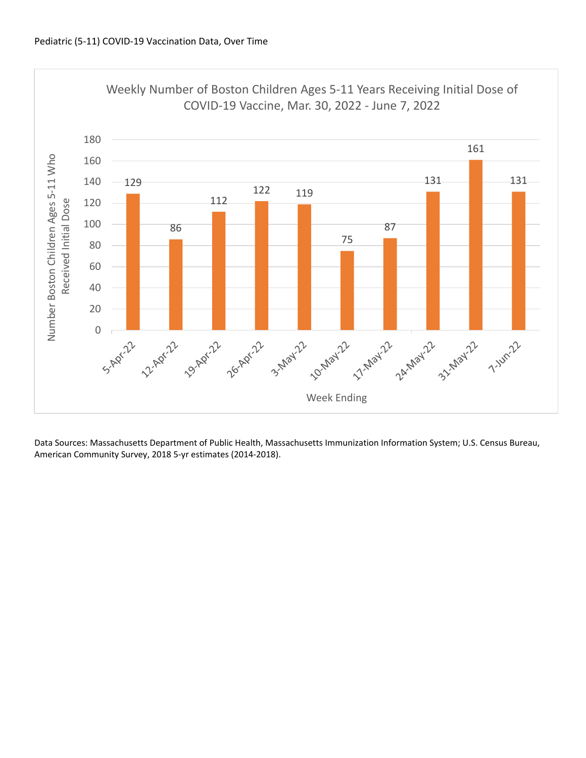Pediatric (5-11) COVID-19 Vaccination Data, Over Time

**Weekly Number of Boston Children Ages 5-11 Years Receiving Initial Dose of COVID-19 Vaccine, Mar. 30, 2022 - June 7, 2022**

| Week Ending | Number Boston Children Ages 5-11 Who Received Initial Dose |
|---|---|
| 5-Apr-22 | 129 |
| 12-Apr-22 | 86 |
| 19-Apr-22 | 112 |
| 26-Apr-22 | 122 |
| 3-May-22 | 119 |
| 10-May-22 | 75 |
| 17-May-22 | 87 |
| 24-May-22 | 131 |
| 31-May-22 | 161 |
| 7-Jun-22 | 131 |

Data Sources: Massachusetts Department of Public Health, Massachusetts Immunization Information System; U.S. Census Bureau, American Community Survey, 2018 5-yr estimates (2014-2018).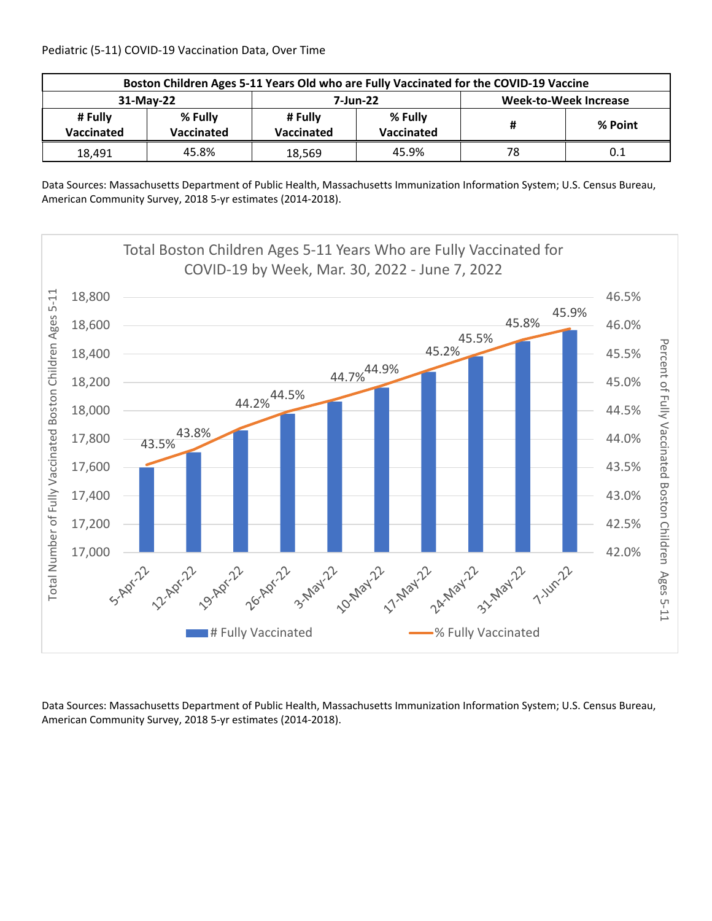Pediatric (5-11) COVID-19 Vaccination Data, Over Time

| Boston Children Ages 5-11 Years Old who are Fully Vaccinated for the COVID-19 Vaccine | | | | | |
|---|---|---|---|---|---|
| 31-May-22 | | 7-Jun-22 | | Week-to-Week Increase | |
| # Fully Vaccinated | % Fully Vaccinated | # Fully Vaccinated | % Fully Vaccinated | # | % Point |
| 18,491 | 45.8% | 18,569 | 45.9% | 78 | 0.1 |

Data Sources: Massachusetts Department of Public Health, Massachusetts Immunization Information System; U.S. Census Bureau, American Community Survey, 2018 5-yr estimates (2014-2018).

**Total Boston Children Ages 5-11 Years Who are Fully Vaccinated for COVID-19 by Week, Mar. 30, 2022 - June 7, 2022**

| Week | % Fully Vaccinated |
|---|---|
| 5-Apr-22 | 43.5% |
| 12-Apr-22 | 43.8% |
| 19-Apr-22 | 44.2% |
| 26-Apr-22 | 44.5% |
| 3-May-22 | 44.7% |
| 10-May-22 | 44.9% |
| 17-May-22 | 45.2% |
| 24-May-22 | 45.5% |
| 31-May-22 | 45.8% |
| 7-Jun-22 | 45.9% |

Left axis: Total Number of Fully Vaccinated Boston Children Ages 5-11 (17,000 – 18,800); Right axis: Percent of Fully Vaccinated Boston Children Ages 5-11 (42.0% – 46.5%)

Legend: # Fully Vaccinated; % Fully Vaccinated

Data Sources: Massachusetts Department of Public Health, Massachusetts Immunization Information System; U.S. Census Bureau, American Community Survey, 2018 5-yr estimates (2014-2018).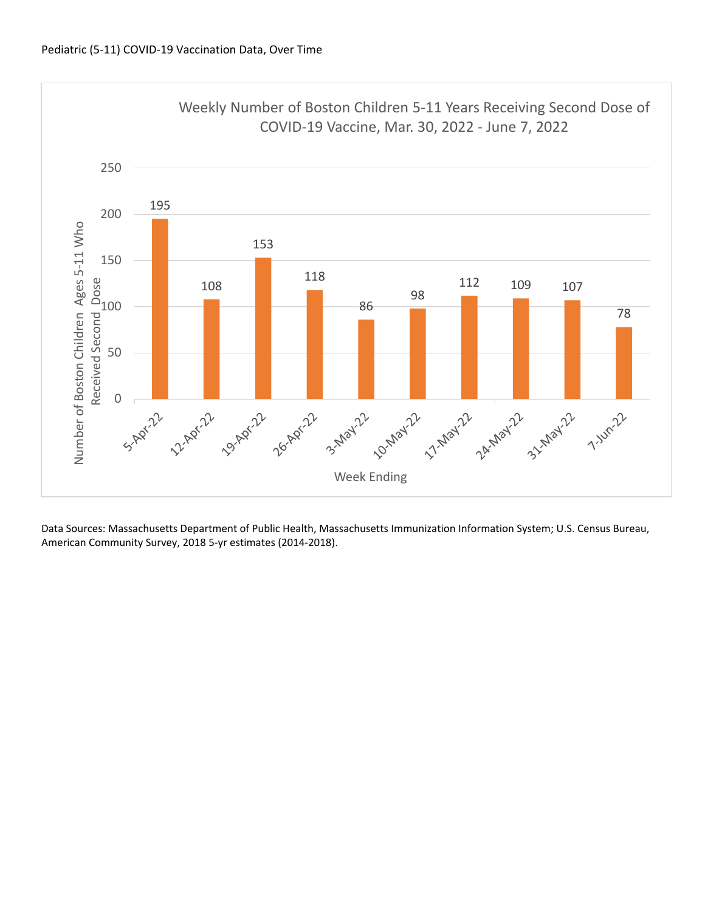Pediatric (5-11) COVID-19 Vaccination Data, Over Time

**Weekly Number of Boston Children 5-11 Years Receiving Second Dose of COVID-19 Vaccine, Mar. 30, 2022 - June 7, 2022**

| Week Ending | Number of Boston Children Ages 5-11 Who Received Second Dose |
|---|---|
| 5-Apr-22 | 195 |
| 12-Apr-22 | 108 |
| 19-Apr-22 | 153 |
| 26-Apr-22 | 118 |
| 3-May-22 | 86 |
| 10-May-22 | 98 |
| 17-May-22 | 112 |
| 24-May-22 | 109 |
| 31-May-22 | 107 |
| 7-Jun-22 | 78 |

Data Sources: Massachusetts Department of Public Health, Massachusetts Immunization Information System; U.S. Census Bureau, American Community Survey, 2018 5-yr estimates (2014-2018).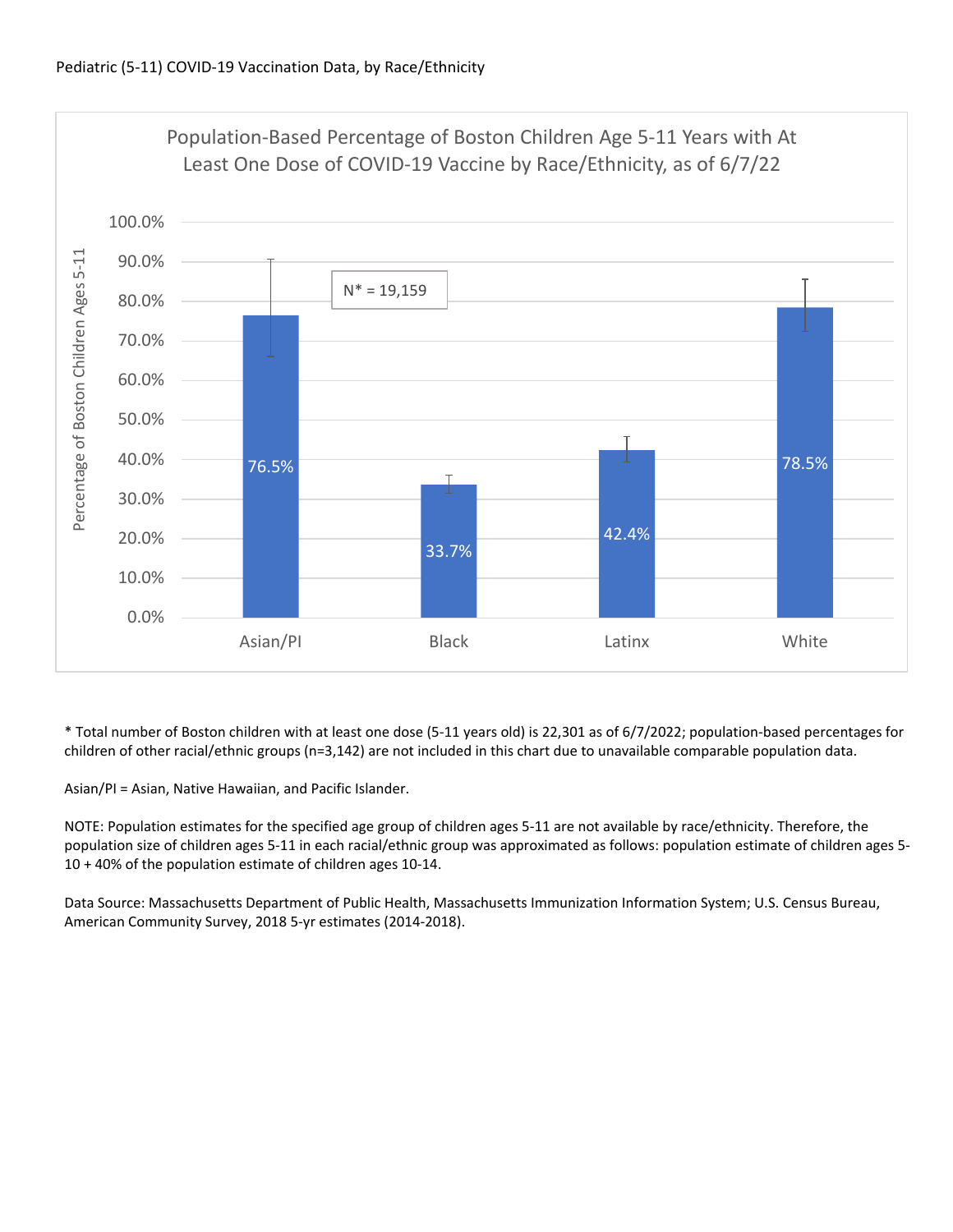Pediatric (5-11) COVID-19 Vaccination Data, by Race/Ethnicity

## Population-Based Percentage of Boston Children Age 5-11 Years with At Least One Dose of COVID-19 Vaccine by Race/Ethnicity, as of 6/7/22

N* = 19,159

| Race/Ethnicity | Percentage of Boston Children Ages 5-11 |
| --- | --- |
| Asian/PI | 76.5% |
| Black | 33.7% |
| Latinx | 42.4% |
| White | 78.5% |

* Total number of Boston children with at least one dose (5-11 years old) is 22,301 as of 6/7/2022; population-based percentages for children of other racial/ethnic groups (n=3,142) are not included in this chart due to unavailable comparable population data.

Asian/PI = Asian, Native Hawaiian, and Pacific Islander.

NOTE: Population estimates for the specified age group of children ages 5-11 are not available by race/ethnicity. Therefore, the population size of children ages 5-11 in each racial/ethnic group was approximated as follows: population estimate of children ages 5-10 + 40% of the population estimate of children ages 10-14.

Data Source: Massachusetts Department of Public Health, Massachusetts Immunization Information System; U.S. Census Bureau, American Community Survey, 2018 5-yr estimates (2014-2018).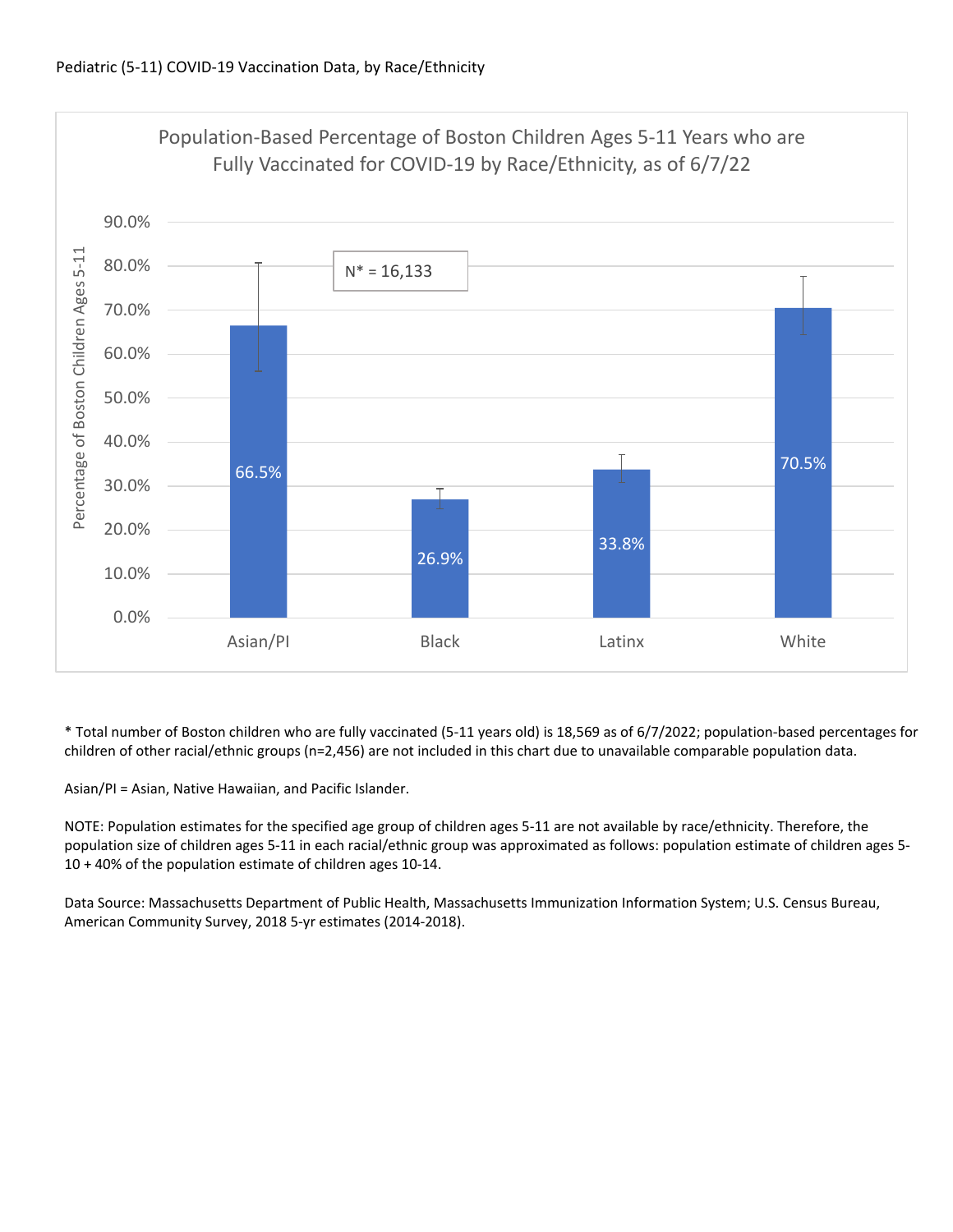Pediatric (5-11) COVID-19 Vaccination Data, by Race/Ethnicity

**Population-Based Percentage of Boston Children Ages 5-11 Years who are Fully Vaccinated for COVID-19 by Race/Ethnicity, as of 6/7/22**

N* = 16,133

| Race/Ethnicity | Percentage of Boston Children Ages 5-11 |
|---|---|
| Asian/PI | 66.5% |
| Black | 26.9% |
| Latinx | 33.8% |
| White | 70.5% |

\* Total number of Boston children who are fully vaccinated (5-11 years old) is 18,569 as of 6/7/2022; population-based percentages for children of other racial/ethnic groups (n=2,456) are not included in this chart due to unavailable comparable population data.

Asian/PI = Asian, Native Hawaiian, and Pacific Islander.

NOTE: Population estimates for the specified age group of children ages 5-11 are not available by race/ethnicity. Therefore, the population size of children ages 5-11 in each racial/ethnic group was approximated as follows: population estimate of children ages 5-10 + 40% of the population estimate of children ages 10-14.

Data Source: Massachusetts Department of Public Health, Massachusetts Immunization Information System; U.S. Census Bureau, American Community Survey, 2018 5-yr estimates (2014-2018).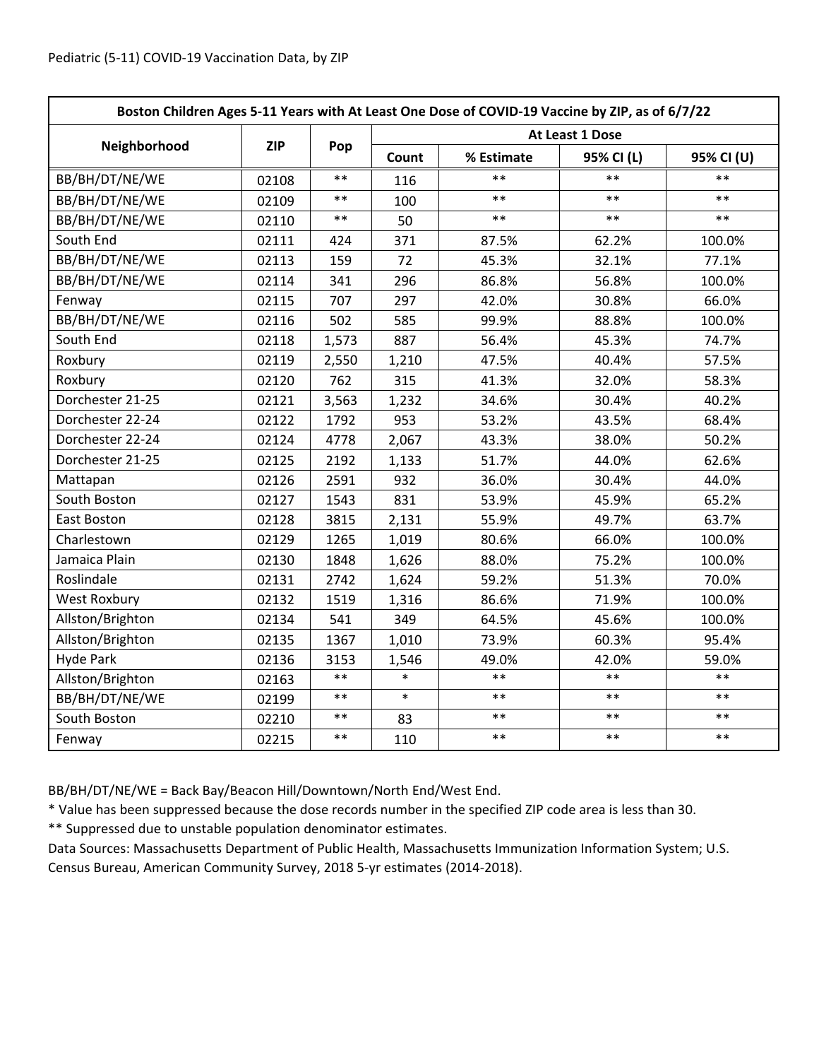Pediatric (5-11) COVID-19 Vaccination Data, by ZIP

| Boston Children Ages 5-11 Years with At Least One Dose of COVID-19 Vaccine by ZIP, as of 6/7/22 | | | | | | |
|---|---|---|---|---|---|---|
| Neighborhood | ZIP | Pop | At Least 1 Dose | | | |
| | | | Count | % Estimate | 95% CI (L) | 95% CI (U) |
| BB/BH/DT/NE/WE | 02108 | ** | 116 | ** | ** | ** |
| BB/BH/DT/NE/WE | 02109 | ** | 100 | ** | ** | ** |
| BB/BH/DT/NE/WE | 02110 | ** | 50 | ** | ** | ** |
| South End | 02111 | 424 | 371 | 87.5% | 62.2% | 100.0% |
| BB/BH/DT/NE/WE | 02113 | 159 | 72 | 45.3% | 32.1% | 77.1% |
| BB/BH/DT/NE/WE | 02114 | 341 | 296 | 86.8% | 56.8% | 100.0% |
| Fenway | 02115 | 707 | 297 | 42.0% | 30.8% | 66.0% |
| BB/BH/DT/NE/WE | 02116 | 502 | 585 | 99.9% | 88.8% | 100.0% |
| South End | 02118 | 1,573 | 887 | 56.4% | 45.3% | 74.7% |
| Roxbury | 02119 | 2,550 | 1,210 | 47.5% | 40.4% | 57.5% |
| Roxbury | 02120 | 762 | 315 | 41.3% | 32.0% | 58.3% |
| Dorchester 21-25 | 02121 | 3,563 | 1,232 | 34.6% | 30.4% | 40.2% |
| Dorchester 22-24 | 02122 | 1792 | 953 | 53.2% | 43.5% | 68.4% |
| Dorchester 22-24 | 02124 | 4778 | 2,067 | 43.3% | 38.0% | 50.2% |
| Dorchester 21-25 | 02125 | 2192 | 1,133 | 51.7% | 44.0% | 62.6% |
| Mattapan | 02126 | 2591 | 932 | 36.0% | 30.4% | 44.0% |
| South Boston | 02127 | 1543 | 831 | 53.9% | 45.9% | 65.2% |
| East Boston | 02128 | 3815 | 2,131 | 55.9% | 49.7% | 63.7% |
| Charlestown | 02129 | 1265 | 1,019 | 80.6% | 66.0% | 100.0% |
| Jamaica Plain | 02130 | 1848 | 1,626 | 88.0% | 75.2% | 100.0% |
| Roslindale | 02131 | 2742 | 1,624 | 59.2% | 51.3% | 70.0% |
| West Roxbury | 02132 | 1519 | 1,316 | 86.6% | 71.9% | 100.0% |
| Allston/Brighton | 02134 | 541 | 349 | 64.5% | 45.6% | 100.0% |
| Allston/Brighton | 02135 | 1367 | 1,010 | 73.9% | 60.3% | 95.4% |
| Hyde Park | 02136 | 3153 | 1,546 | 49.0% | 42.0% | 59.0% |
| Allston/Brighton | 02163 | ** | * | ** | ** | ** |
| BB/BH/DT/NE/WE | 02199 | ** | * | ** | ** | ** |
| South Boston | 02210 | ** | 83 | ** | ** | ** |
| Fenway | 02215 | ** | 110 | ** | ** | ** |

BB/BH/DT/NE/WE = Back Bay/Beacon Hill/Downtown/North End/West End.

* Value has been suppressed because the dose records number in the specified ZIP code area is less than 30.

** Suppressed due to unstable population denominator estimates.

Data Sources: Massachusetts Department of Public Health, Massachusetts Immunization Information System; U.S. Census Bureau, American Community Survey, 2018 5-yr estimates (2014-2018).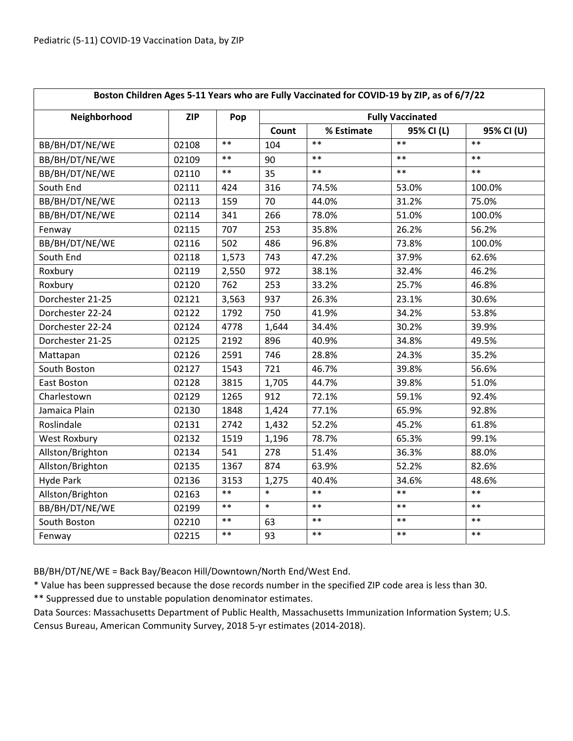Pediatric (5-11) COVID-19 Vaccination Data, by ZIP

| Boston Children Ages 5-11 Years who are Fully Vaccinated for COVID-19 by ZIP, as of 6/7/22 | | | | | | |
|---|---|---|---|---|---|---|
| Neighborhood | ZIP | Pop | Fully Vaccinated | | | |
| | | | Count | % Estimate | 95% CI (L) | 95% CI (U) |
| BB/BH/DT/NE/WE | 02108 | ** | 104 | ** | ** | ** |
| BB/BH/DT/NE/WE | 02109 | ** | 90 | ** | ** | ** |
| BB/BH/DT/NE/WE | 02110 | ** | 35 | ** | ** | ** |
| South End | 02111 | 424 | 316 | 74.5% | 53.0% | 100.0% |
| BB/BH/DT/NE/WE | 02113 | 159 | 70 | 44.0% | 31.2% | 75.0% |
| BB/BH/DT/NE/WE | 02114 | 341 | 266 | 78.0% | 51.0% | 100.0% |
| Fenway | 02115 | 707 | 253 | 35.8% | 26.2% | 56.2% |
| BB/BH/DT/NE/WE | 02116 | 502 | 486 | 96.8% | 73.8% | 100.0% |
| South End | 02118 | 1,573 | 743 | 47.2% | 37.9% | 62.6% |
| Roxbury | 02119 | 2,550 | 972 | 38.1% | 32.4% | 46.2% |
| Roxbury | 02120 | 762 | 253 | 33.2% | 25.7% | 46.8% |
| Dorchester 21-25 | 02121 | 3,563 | 937 | 26.3% | 23.1% | 30.6% |
| Dorchester 22-24 | 02122 | 1792 | 750 | 41.9% | 34.2% | 53.8% |
| Dorchester 22-24 | 02124 | 4778 | 1,644 | 34.4% | 30.2% | 39.9% |
| Dorchester 21-25 | 02125 | 2192 | 896 | 40.9% | 34.8% | 49.5% |
| Mattapan | 02126 | 2591 | 746 | 28.8% | 24.3% | 35.2% |
| South Boston | 02127 | 1543 | 721 | 46.7% | 39.8% | 56.6% |
| East Boston | 02128 | 3815 | 1,705 | 44.7% | 39.8% | 51.0% |
| Charlestown | 02129 | 1265 | 912 | 72.1% | 59.1% | 92.4% |
| Jamaica Plain | 02130 | 1848 | 1,424 | 77.1% | 65.9% | 92.8% |
| Roslindale | 02131 | 2742 | 1,432 | 52.2% | 45.2% | 61.8% |
| West Roxbury | 02132 | 1519 | 1,196 | 78.7% | 65.3% | 99.1% |
| Allston/Brighton | 02134 | 541 | 278 | 51.4% | 36.3% | 88.0% |
| Allston/Brighton | 02135 | 1367 | 874 | 63.9% | 52.2% | 82.6% |
| Hyde Park | 02136 | 3153 | 1,275 | 40.4% | 34.6% | 48.6% |
| Allston/Brighton | 02163 | ** | * | ** | ** | ** |
| BB/BH/DT/NE/WE | 02199 | ** | * | ** | ** | ** |
| South Boston | 02210 | ** | 63 | ** | ** | ** |
| Fenway | 02215 | ** | 93 | ** | ** | ** |

BB/BH/DT/NE/WE = Back Bay/Beacon Hill/Downtown/North End/West End.

* Value has been suppressed because the dose records number in the specified ZIP code area is less than 30.

** Suppressed due to unstable population denominator estimates.

Data Sources: Massachusetts Department of Public Health, Massachusetts Immunization Information System; U.S. Census Bureau, American Community Survey, 2018 5-yr estimates (2014-2018).